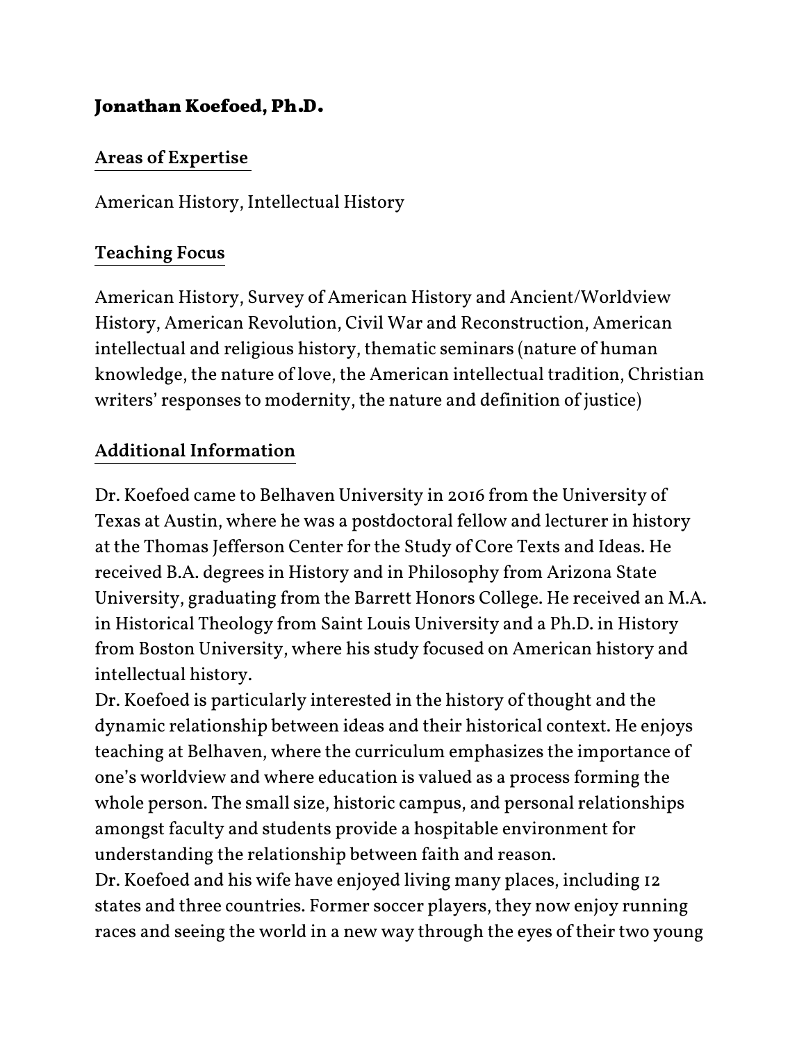# Jonathan Koefoed, Ph.D.

## Areas of Expertise

American History, Intellectual History

## Teaching Focus

American History, Survey of American History and Ancient/Worldview History, American Revolution, Civil War and Reconstruction, American intellectual and religious history, thematic seminars (nature of human knowledge, the nature of love, the American intellectual tradition, Christian writers' responses to modernity, the nature and definition of justice)

## Additional Information

Dr. Koefoed came to Belhaven University in 2016 from the University of Texas at Austin, where he was a postdoctoral fellow and lecturer in history at the Thomas Jefferson Center for the Study of Core Texts and Ideas. He received B.A. degrees in History and in Philosophy from Arizona State University, graduating from the Barrett Honors College. He received an M.A. in Historical Theology from Saint Louis University and a Ph.D. in History from Boston University, where his study focused on American history and intellectual history.

Dr. Koefoed is particularly interested in the history of thought and the dynamic relationship between ideas and their historical context. He enjoys teaching at Belhaven, where the curriculum emphasizes the importance of one's worldview and where education is valued as a process forming the whole person. The small size, historic campus, and personal relationships amongst faculty and students provide a hospitable environment for understanding the relationship between faith and reason.

Dr. Koefoed and his wife have enjoyed living many places, including 12 states and three countries. Former soccer players, they now enjoy running races and seeing the world in a new way through the eyes of their two young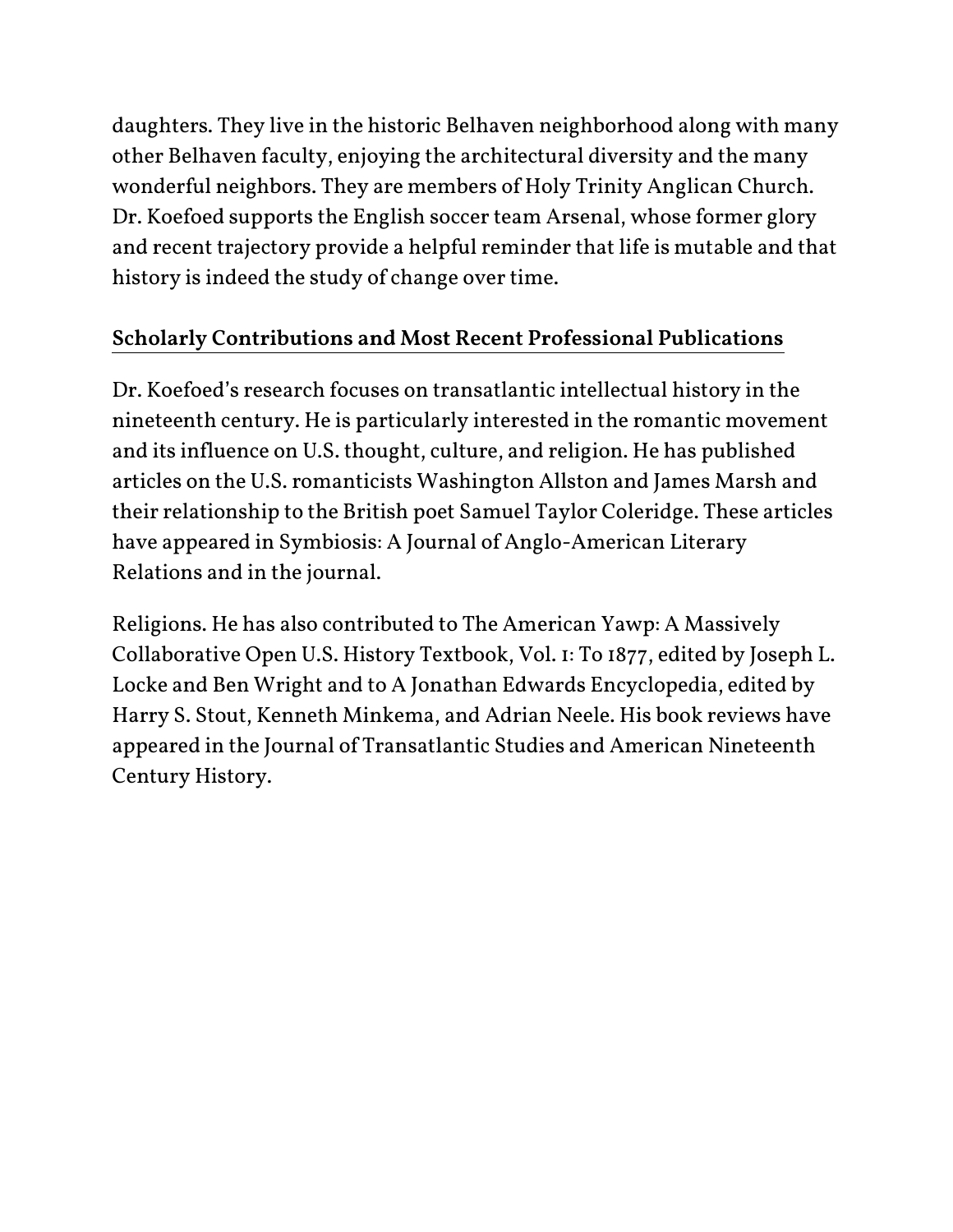daughters. They live in the historic Belhaven neighborhood along with many other Belhaven faculty, enjoying the architectural diversity and the many wonderful neighbors. They are members of Holy Trinity Anglican Church. Dr. Koefoed supports the English soccer team Arsenal, whose former glory and recent trajectory provide a helpful reminder that life is mutable and that history is indeed the study of change over time.

## Scholarly Contributions and Most Recent Professional Publications

Dr. Koefoed's research focuses on transatlantic intellectual history in the nineteenth century. He is particularly interested in the romantic movement and its influence on U.S. thought, culture, and religion. He has published articles on the U.S. romanticists Washington Allston and James Marsh and their relationship to the British poet Samuel Taylor Coleridge. These articles have appeared in Symbiosis: A Journal of Anglo-American Literary Relations and in the journal.

Religions. He has also contributed to The American Yawp: A Massively Collaborative Open U.S. History Textbook, Vol. 1: To 1877, edited by Joseph L. Locke and Ben Wright and to A Jonathan Edwards Encyclopedia, edited by Harry S. Stout, Kenneth Minkema, and Adrian Neele. His book reviews have appeared in the Journal of Transatlantic Studies and American Nineteenth Century History.